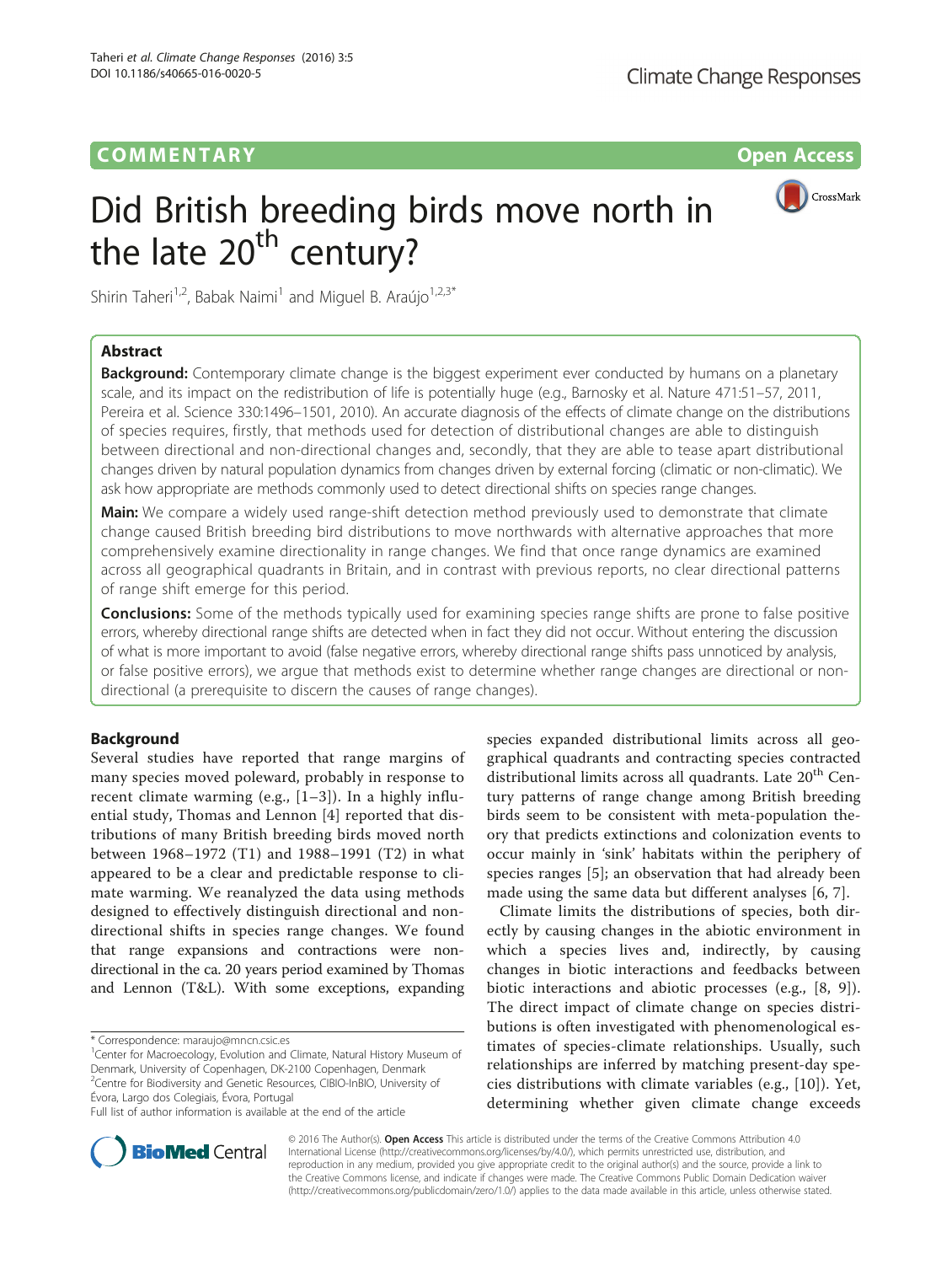COMMENTARY

Open Access

# Did British breeding birds move north in the late 20th century?

Shirin Taheri[1,2], Babak Naimi[1] and Miguel B. Araújo[1,2,3*]

## Abstract

**Background:** Contemporary climate change is the biggest experiment ever conducted by humans on a planetary scale, and its impact on the redistribution of life is potentially huge (e.g., Barnosky et al. Nature 471:51–57, 2011, Pereira et al. Science 330:1496–1501, 2010). An accurate diagnosis of the effects of climate change on the distributions of species requires, firstly, that methods used for detection of distributional changes are able to distinguish between directional and non-directional changes and, secondly, that they are able to tease apart distributional changes driven by natural population dynamics from changes driven by external forcing (climatic or non-climatic). We ask how appropriate are methods commonly used to detect directional shifts on species range changes.

**Main:** We compare a widely used range-shift detection method previously used to demonstrate that climate change caused British breeding bird distributions to move northwards with alternative approaches that more comprehensively examine directionality in range changes. We find that once range dynamics are examined across all geographical quadrants in Britain, and in contrast with previous reports, no clear directional patterns of range shift emerge for this period.

**Conclusions:** Some of the methods typically used for examining species range shifts are prone to false positive errors, whereby directional range shifts are detected when in fact they did not occur. Without entering the discussion of what is more important to avoid (false negative errors, whereby directional range shifts pass unnoticed by analysis, or false positive errors), we argue that methods exist to determine whether range changes are directional or non-directional (a prerequisite to discern the causes of range changes).

## Background

Several studies have reported that range margins of many species moved poleward, probably in response to recent climate warming (e.g., [1–3]). In a highly influential study, Thomas and Lennon [4] reported that distributions of many British breeding birds moved north between 1968–1972 (T1) and 1988–1991 (T2) in what appeared to be a clear and predictable response to climate warming. We reanalyzed the data using methods designed to effectively distinguish directional and non-directional shifts in species range changes. We found that range expansions and contractions were non-directional in the ca. 20 years period examined by Thomas and Lennon (T&L). With some exceptions, expanding species expanded distributional limits across all geographical quadrants and contracting species contracted distributional limits across all quadrants. Late 20th Century patterns of range change among British breeding birds seem to be consistent with meta-population theory that predicts extinctions and colonization events to occur mainly in 'sink' habitats within the periphery of species ranges [5]; an observation that had already been made using the same data but different analyses [6, 7].

Climate limits the distributions of species, both directly by causing changes in the abiotic environment in which a species lives and, indirectly, by causing changes in biotic interactions and feedbacks between biotic interactions and abiotic processes (e.g., [8, 9]). The direct impact of climate change on species distributions is often investigated with phenomenological estimates of species-climate relationships. Usually, such relationships are inferred by matching present-day species distributions with climate variables (e.g., [10]). Yet, determining whether given climate change exceeds

* Correspondence: maraujo@mncn.csic.es

[1] Center for Macroecology, Evolution and Climate, Natural History Museum of Denmark, University of Copenhagen, DK-2100 Copenhagen, Denmark

[2] Centre for Biodiversity and Genetic Resources, CIBIO-InBIO, University of Évora, Largo dos Colegiais, Évora, Portugal

Full list of author information is available at the end of the article

© 2016 The Author(s). **Open Access** This article is distributed under the terms of the Creative Commons Attribution 4.0 International License (http://creativecommons.org/licenses/by/4.0/), which permits unrestricted use, distribution, and reproduction in any medium, provided you give appropriate credit to the original author(s) and the source, provide a link to the Creative Commons license, and indicate if changes were made. The Creative Commons Public Domain Dedication waiver (http://creativecommons.org/publicdomain/zero/1.0/) applies to the data made available in this article, unless otherwise stated.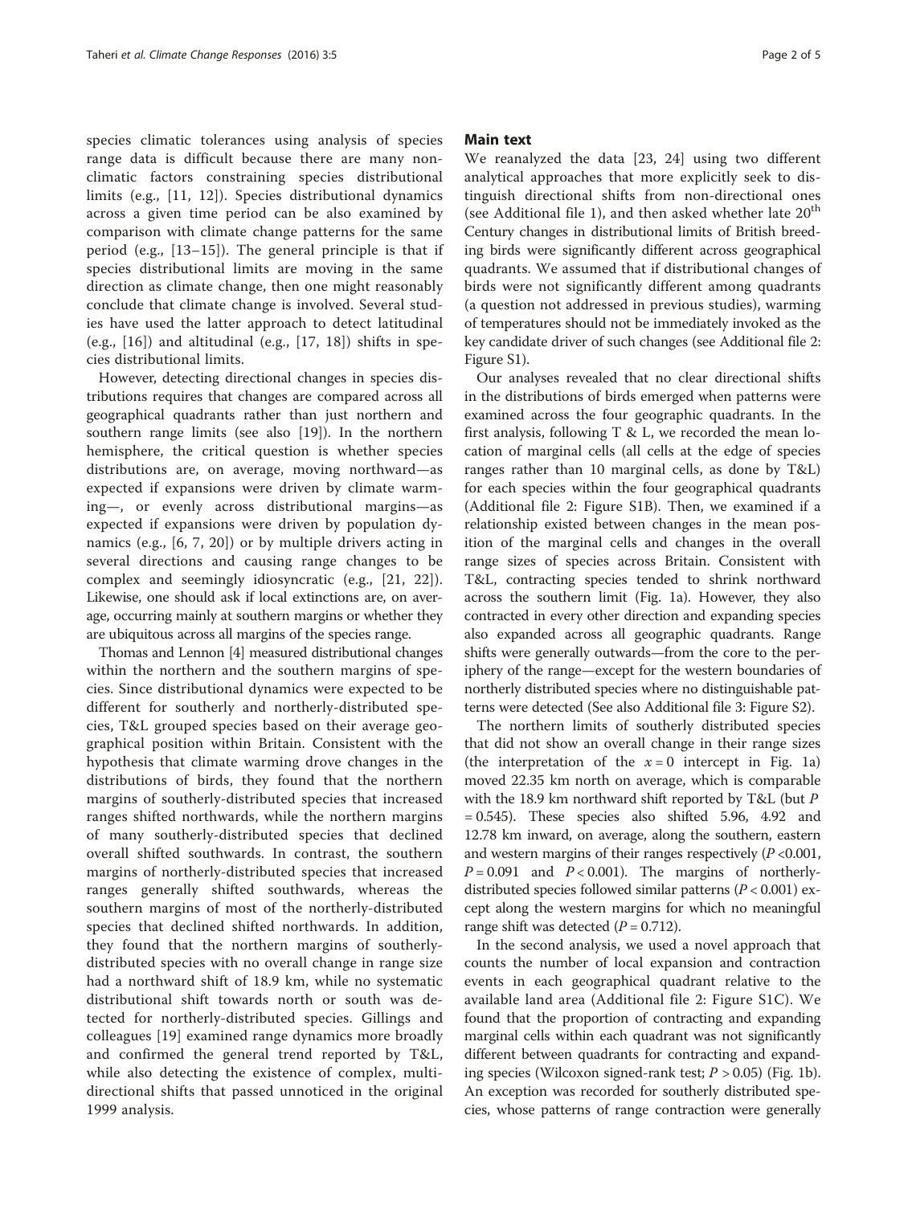species climatic tolerances using analysis of species range data is difficult because there are many non-climatic factors constraining species distributional limits (e.g., [11, 12]). Species distributional dynamics across a given time period can be also examined by comparison with climate change patterns for the same period (e.g., [13–15]). The general principle is that if species distributional limits are moving in the same direction as climate change, then one might reasonably conclude that climate change is involved. Several studies have used the latter approach to detect latitudinal (e.g., [16]) and altitudinal (e.g., [17, 18]) shifts in species distributional limits.

However, detecting directional changes in species distributions requires that changes are compared across all geographical quadrants rather than just northern and southern range limits (see also [19]). In the northern hemisphere, the critical question is whether species distributions are, on average, moving northward—as expected if expansions were driven by climate warming—, or evenly across distributional margins—as expected if expansions were driven by population dynamics (e.g., [6, 7, 20]) or by multiple drivers acting in several directions and causing range changes to be complex and seemingly idiosyncratic (e.g., [21, 22]). Likewise, one should ask if local extinctions are, on average, occurring mainly at southern margins or whether they are ubiquitous across all margins of the species range.

Thomas and Lennon [4] measured distributional changes within the northern and the southern margins of species. Since distributional dynamics were expected to be different for southerly and northerly-distributed species, T&L grouped species based on their average geographical position within Britain. Consistent with the hypothesis that climate warming drove changes in the distributions of birds, they found that the northern margins of southerly-distributed species that increased ranges shifted northwards, while the northern margins of many southerly-distributed species that declined overall shifted southwards. In contrast, the southern margins of northerly-distributed species that increased ranges generally shifted southwards, whereas the southern margins of most of the northerly-distributed species that declined shifted northwards. In addition, they found that the northern margins of southerly-distributed species with no overall change in range size had a northward shift of 18.9 km, while no systematic distributional shift towards north or south was detected for northerly-distributed species. Gillings and colleagues [19] examined range dynamics more broadly and confirmed the general trend reported by T&L, while also detecting the existence of complex, multi-directional shifts that passed unnoticed in the original 1999 analysis.

## Main text

We reanalyzed the data [23, 24] using two different analytical approaches that more explicitly seek to distinguish directional shifts from non-directional ones (see Additional file 1), and then asked whether late 20[th] Century changes in distributional limits of British breeding birds were significantly different across geographical quadrants. We assumed that if distributional changes of birds were not significantly different among quadrants (a question not addressed in previous studies), warming of temperatures should not be immediately invoked as the key candidate driver of such changes (see Additional file 2: Figure S1).

Our analyses revealed that no clear directional shifts in the distributions of birds emerged when patterns were examined across the four geographic quadrants. In the first analysis, following T & L, we recorded the mean location of marginal cells (all cells at the edge of species ranges rather than 10 marginal cells, as done by T&L) for each species within the four geographical quadrants (Additional file 2: Figure S1B). Then, we examined if a relationship existed between changes in the mean position of the marginal cells and changes in the overall range sizes of species across Britain. Consistent with T&L, contracting species tended to shrink northward across the southern limit (Fig. 1a). However, they also contracted in every other direction and expanding species also expanded across all geographic quadrants. Range shifts were generally outwards—from the core to the periphery of the range—except for the western boundaries of northerly distributed species where no distinguishable patterns were detected (See also Additional file 3: Figure S2).

The northern limits of southerly distributed species that did not show an overall change in their range sizes (the interpretation of the $x = 0$ intercept in Fig. 1a) moved 22.35 km north on average, which is comparable with the 18.9 km northward shift reported by T&L (but $P = 0.545$). These species also shifted 5.96, 4.92 and 12.78 km inward, on average, along the southern, eastern and western margins of their ranges respectively ($P < 0.001$, $P = 0.091$ and $P < 0.001$). The margins of northerly-distributed species followed similar patterns ($P < 0.001$) except along the western margins for which no meaningful range shift was detected ($P = 0.712$).

In the second analysis, we used a novel approach that counts the number of local expansion and contraction events in each geographical quadrant relative to the available land area (Additional file 2: Figure S1C). We found that the proportion of contracting and expanding marginal cells within each quadrant was not significantly different between quadrants for contracting and expanding species (Wilcoxon signed-rank test; $P > 0.05$) (Fig. 1b). An exception was recorded for southerly distributed species, whose patterns of range contraction were generally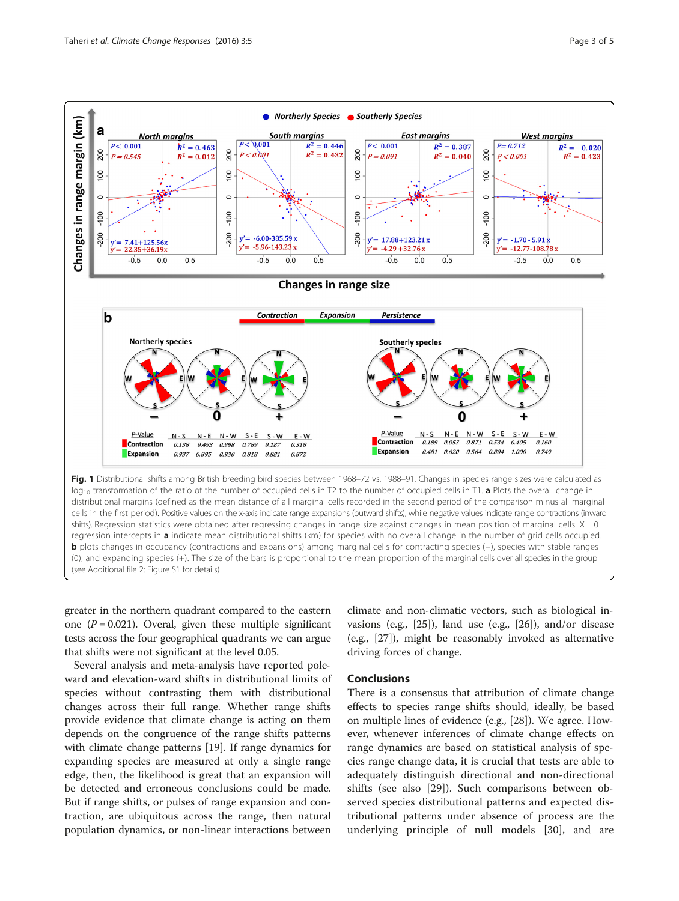**Fig. 1** Distributional shifts among British breeding bird species between 1968–72 vs. 1988–91. Changes in species range sizes were calculated as $log_{10}$ transformation of the ratio of the number of occupied cells in T2 to the number of occupied cells in T1. **a** Plots the overall change in distributional margins (defined as the mean distance of all marginal cells recorded in the second period of the comparison minus all marginal cells in the first period). Positive values on the x-axis indicate range expansions (outward shifts), while negative values indicate range contractions (inward shifts). Regression statistics were obtained after regressing changes in range size against changes in mean position of marginal cells. X = 0 regression intercepts in **a** indicate mean distributional shifts (km) for species with no overall change in the number of grid cells occupied. **b** plots changes in occupancy (contractions and expansions) among marginal cells for contracting species (−), species with stable ranges (0), and expanding species (+). The size of the bars is proportional to the mean proportion of the marginal cells over all species in the group (see Additional file 2: Figure S1 for details)

greater in the northern quadrant compared to the eastern one ($P = 0.021$). Overal, given these multiple significant tests across the four geographical quadrants we can argue that shifts were not significant at the level 0.05.

Several analysis and meta-analysis have reported poleward and elevation-ward shifts in distributional limits of species without contrasting them with distributional changes across their full range. Whether range shifts provide evidence that climate change is acting on them depends on the congruence of the range shifts patterns with climate change patterns [19]. If range dynamics for expanding species are measured at only a single range edge, then, the likelihood is great that an expansion will be detected and erroneous conclusions could be made. But if range shifts, or pulses of range expansion and contraction, are ubiquitous across the range, then natural population dynamics, or non-linear interactions between climate and non-climatic vectors, such as biological invasions (e.g., [25]), land use (e.g., [26]), and/or disease (e.g., [27]), might be reasonably invoked as alternative driving forces of change.

## Conclusions

There is a consensus that attribution of climate change effects to species range shifts should, ideally, be based on multiple lines of evidence (e.g., [28]). We agree. However, whenever inferences of climate change effects on range dynamics are based on statistical analysis of species range change data, it is crucial that tests are able to adequately distinguish directional and non-directional shifts (see also [29]). Such comparisons between observed species distributional patterns and expected distributional patterns under absence of process are the underlying principle of null models [30], and are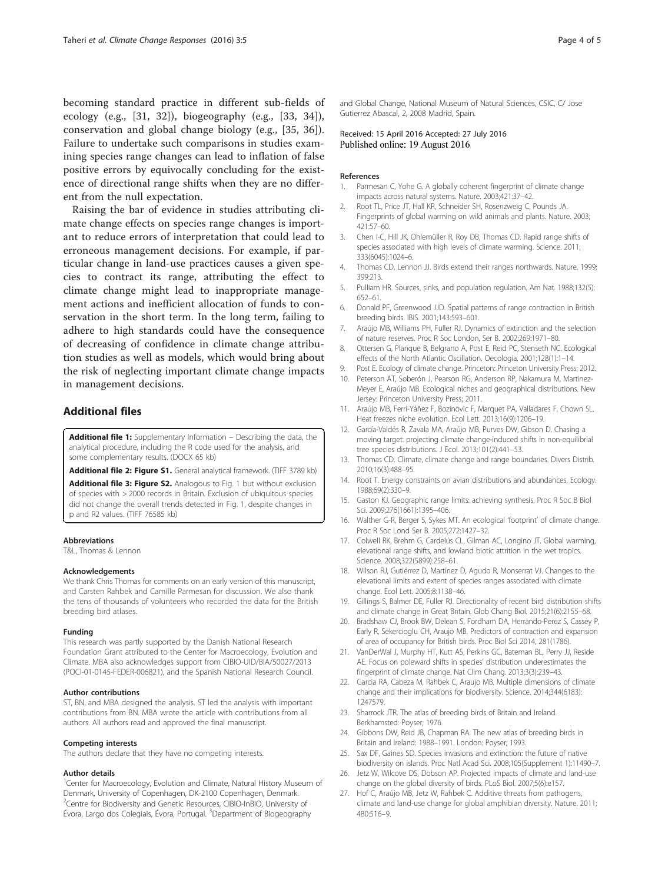becoming standard practice in different sub-fields of ecology (e.g., [31, 32]), biogeography (e.g., [33, 34]), conservation and global change biology (e.g., [35, 36]). Failure to undertake such comparisons in studies examining species range changes can lead to inflation of false positive errors by equivocally concluding for the existence of directional range shifts when they are no different from the null expectation.

Raising the bar of evidence in studies attributing climate change effects on species range changes is important to reduce errors of interpretation that could lead to erroneous management decisions. For example, if particular change in land-use practices causes a given species to contract its range, attributing the effect to climate change might lead to inappropriate management actions and inefficient allocation of funds to conservation in the short term. In the long term, failing to adhere to high standards could have the consequence of decreasing of confidence in climate change attribution studies as well as models, which would bring about the risk of neglecting important climate change impacts in management decisions.

## Additional files

**Additional file 1:** Supplementary Information – Describing the data, the analytical procedure, including the R code used for the analysis, and some complementary results. (DOCX 65 kb)

**Additional file 2: Figure S1.** General analytical framework. (TIFF 3789 kb)

**Additional file 3: Figure S2.** Analogous to Fig. 1 but without exclusion of species with > 2000 records in Britain. Exclusion of ubiquitous species did not change the overall trends detected in Fig. 1, despite changes in p and R2 values. (TIFF 76585 kb)

#### Abbreviations

T&L, Thomas & Lennon

#### Acknowledgements

We thank Chris Thomas for comments on an early version of this manuscript, and Carsten Rahbek and Camille Parmesan for discussion. We also thank the tens of thousands of volunteers who recorded the data for the British breeding bird atlases.

#### Funding

This research was partly supported by the Danish National Research Foundation Grant attributed to the Center for Macroecology, Evolution and Climate. MBA also acknowledges support from CIBIO-UID/BIA/50027/2013 (POCI-01-0145-FEDER-006821), and the Spanish National Research Council.

#### Author contributions

ST, BN, and MBA designed the analysis. ST led the analysis with important contributions from BN. MBA wrote the article with contributions from all authors. All authors read and approved the final manuscript.

#### Competing interests

The authors declare that they have no competing interests.

#### Author details

[1]Center for Macroecology, Evolution and Climate, Natural History Museum of Denmark, University of Copenhagen, DK-2100 Copenhagen, Denmark. [2]Centre for Biodiversity and Genetic Resources, CIBIO-InBIO, University of Évora, Largo dos Colegiais, Évora, Portugal. [3]Department of Biogeography and Global Change, National Museum of Natural Sciences, CSIC, C/ Jose Gutierrez Abascal, 2, 2008 Madrid, Spain.

Received: 15 April 2016 Accepted: 27 July 2016
Published online: 19 August 2016

#### References

1. Parmesan C, Yohe G. A globally coherent fingerprint of climate change impacts across natural systems. Nature. 2003;421:37–42.
2. Root TL, Price JT, Hall KR, Schneider SH, Rosenzweig C, Pounds JA. Fingerprints of global warming on wild animals and plants. Nature. 2003; 421:57–60.
3. Chen I-C, Hill JK, Ohlemüller R, Roy DB, Thomas CD. Rapid range shifts of species associated with high levels of climate warming. Science. 2011; 333(6045):1024–6.
4. Thomas CD, Lennon JJ. Birds extend their ranges northwards. Nature. 1999; 399:213.
5. Pulliam HR. Sources, sinks, and population regulation. Am Nat. 1988;132(5): 652–61.
6. Donald PF, Greenwood JJD. Spatial patterns of range contraction in British breeding birds. IBIS. 2001;143:593–601.
7. Araújo MB, Williams PH, Fuller RJ. Dynamics of extinction and the selection of nature reserves. Proc R Soc London, Ser B. 2002;269:1971–80.
8. Ottersen G, Planque B, Belgrano A, Post E, Reid PC, Stenseth NC. Ecological effects of the North Atlantic Oscillation. Oecologia. 2001;128(1):1–14.
9. Post E. Ecology of climate change. Princeton: Princeton University Press; 2012.
10. Peterson AT, Soberón J, Pearson RG, Anderson RP, Nakamura M, Martinez-Meyer E, Araújo MB. Ecological niches and geographical distributions. New Jersey: Princeton University Press; 2011.
11. Araújo MB, Ferri-Yáñez F, Bozinovic F, Marquet PA, Valladares F, Chown SL. Heat freezes niche evolution. Ecol Lett. 2013;16(9):1206–19.
12. García-Valdés R, Zavala MA, Araújo MB, Purves DW, Gibson D. Chasing a moving target: projecting climate change-induced shifts in non-equilibrial tree species distributions. J Ecol. 2013;101(2):441–53.
13. Thomas CD. Climate, climate change and range boundaries. Divers Distrib. 2010;16(3):488–95.
14. Root T. Energy constraints on avian distributions and abundances. Ecology. 1988;69(2):330–9.
15. Gaston KJ. Geographic range limits: achieving synthesis. Proc R Soc B Biol Sci. 2009;276(1661):1395–406.
16. Walther G-R, Berger S, Sykes MT. An ecological 'footprint' of climate change. Proc R Soc Lond Ser B. 2005;272:1427–32.
17. Colwell RK, Brehm G, Cardelús CL, Gilman AC, Longino JT. Global warming, elevational range shifts, and lowland biotic attrition in the wet tropics. Science. 2008;322(5899):258–61.
18. Wilson RJ, Gutiérrez D, Martínez D, Agudo R, Monserrat VJ. Changes to the elevational limits and extent of species ranges associated with climate change. Ecol Lett. 2005;8:1138–46.
19. Gillings S, Balmer DE, Fuller RJ. Directionality of recent bird distribution shifts and climate change in Great Britain. Glob Chang Biol. 2015;21(6):2155–68.
20. Bradshaw CJ, Brook BW, Delean S, Fordham DA, Herrando-Perez S, Cassey P, Early R, Sekercioglu CH, Araujo MB. Predictors of contraction and expansion of area of occupancy for British birds. Proc Biol Sci 2014, 281(1786).
21. VanDerWal J, Murphy HT, Kutt AS, Perkins GC, Bateman BL, Perry JJ, Reside AE. Focus on poleward shifts in species' distribution underestimates the fingerprint of climate change. Nat Clim Chang. 2013;3(3):239–43.
22. Garcia RA, Cabeza M, Rahbek C, Araujo MB. Multiple dimensions of climate change and their implications for biodiversity. Science. 2014;344(6183): 1247579.
23. Sharrock JTR. The atlas of breeding birds of Britain and Ireland. Berkhamsted: Poyser; 1976.
24. Gibbons DW, Reid JB, Chapman RA. The new atlas of breeding birds in Britain and Ireland: 1988–1991. London: Poyser; 1993.
25. Sax DF, Gaines SD. Species invasions and extinction: the future of native biodiversity on islands. Proc Natl Acad Sci. 2008;105(Supplement 1):11490–7.
26. Jetz W, Wilcove DS, Dobson AP. Projected impacts of climate and land-use change on the global diversity of birds. PLoS Biol. 2007;5(6):e157.
27. Hof C, Araújo MB, Jetz W, Rahbek C. Additive threats from pathogens, climate and land-use change for global amphibian diversity. Nature. 2011; 480:516–9.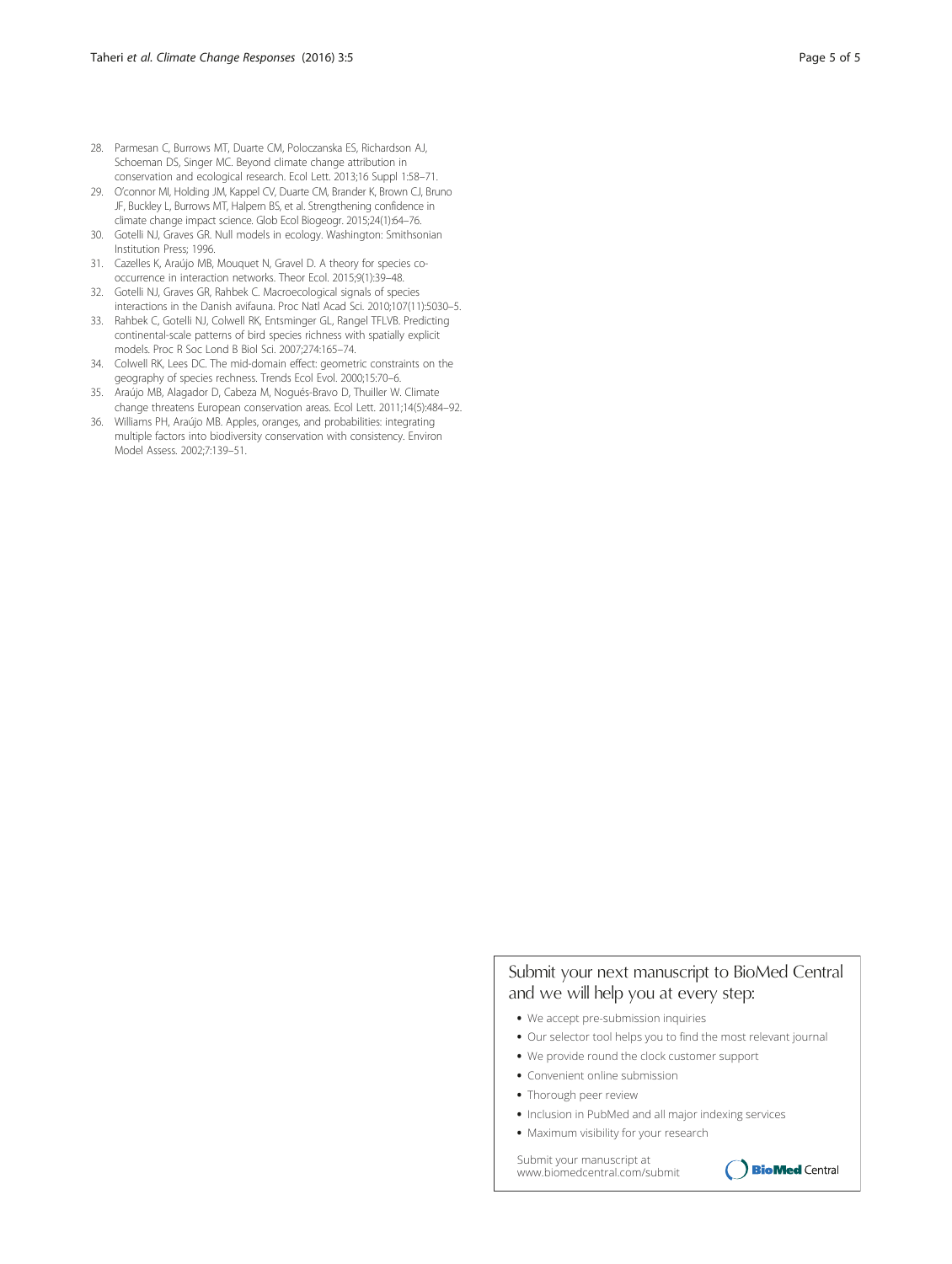28. Parmesan C, Burrows MT, Duarte CM, Poloczanska ES, Richardson AJ, Schoeman DS, Singer MC. Beyond climate change attribution in conservation and ecological research. Ecol Lett. 2013;16 Suppl 1:58–71.
29. O'connor MI, Holding JM, Kappel CV, Duarte CM, Brander K, Brown CJ, Bruno JF, Buckley L, Burrows MT, Halpern BS, et al. Strengthening confidence in climate change impact science. Glob Ecol Biogeogr. 2015;24(1):64–76.
30. Gotelli NJ, Graves GR. Null models in ecology. Washington: Smithsonian Institution Press; 1996.
31. Cazelles K, Araújo MB, Mouquet N, Gravel D. A theory for species co-occurrence in interaction networks. Theor Ecol. 2015;9(1):39–48.
32. Gotelli NJ, Graves GR, Rahbek C. Macroecological signals of species interactions in the Danish avifauna. Proc Natl Acad Sci. 2010;107(11):5030–5.
33. Rahbek C, Gotelli NJ, Colwell RK, Entsminger GL, Rangel TFLVB. Predicting continental-scale patterns of bird species richness with spatially explicit models. Proc R Soc Lond B Biol Sci. 2007;274:165–74.
34. Colwell RK, Lees DC. The mid-domain effect: geometric constraints on the geography of species rechness. Trends Ecol Evol. 2000;15:70–6.
35. Araújo MB, Alagador D, Cabeza M, Nogués-Bravo D, Thuiller W. Climate change threatens European conservation areas. Ecol Lett. 2011;14(5):484–92.
36. Williams PH, Araújo MB. Apples, oranges, and probabilities: integrating multiple factors into biodiversity conservation with consistency. Environ Model Assess. 2002;7:139–51.

Submit your next manuscript to BioMed Central and we will help you at every step:

- We accept pre-submission inquiries
- Our selector tool helps you to find the most relevant journal
- We provide round the clock customer support
- Convenient online submission
- Thorough peer review
- Inclusion in PubMed and all major indexing services
- Maximum visibility for your research

Submit your manuscript at www.biomedcentral.com/submit

BioMed Central